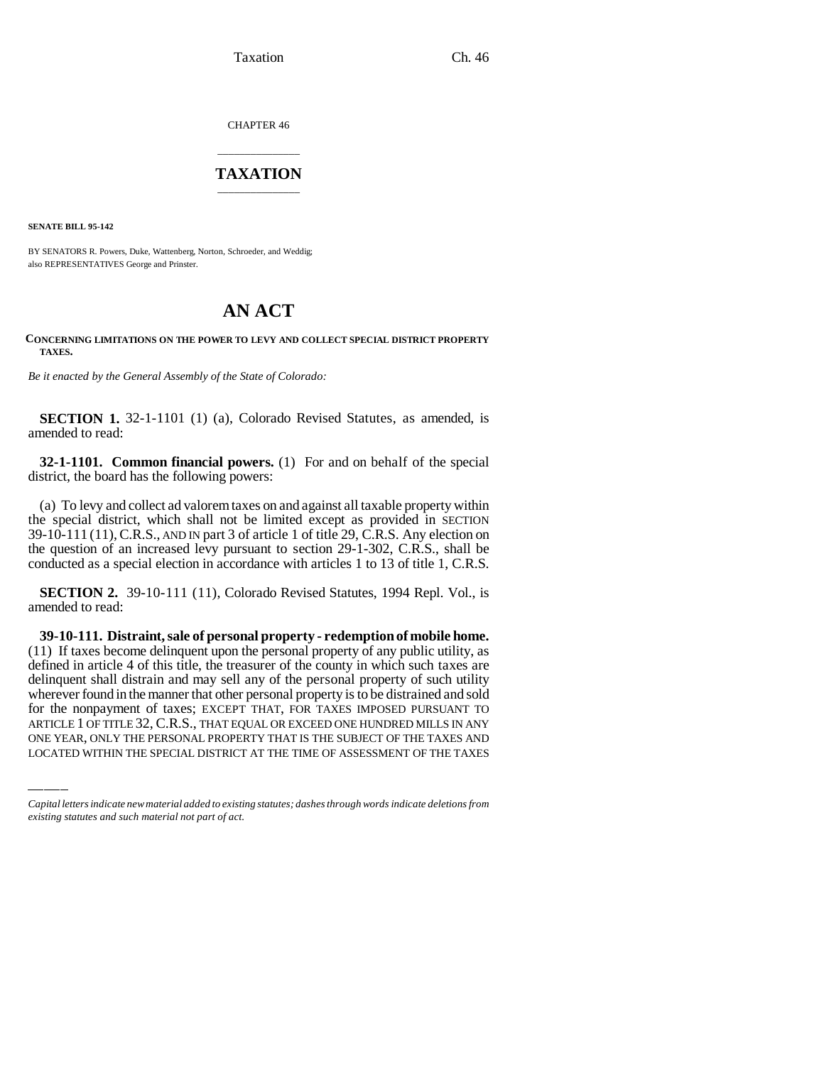CHAPTER 46

# TAXATION

**SENATE BILL 95-142**

BY SENATORS R. Powers, Duke, Wattenberg, Norton, Schroeder, and Weddig; also REPRESENTATIVES George and Prinster.

# AN ACT

**CONCERNING LIMITATIONS ON THE POWER TO LEVY AND COLLECT SPECIAL DISTRICT PROPERTY TAXES.**

*Be it enacted by the General Assembly of the State of Colorado:*

**SECTION 1.** 32-1-1101 (1) (a), Colorado Revised Statutes, as amended, is amended to read:

**32-1-1101. Common financial powers.** (1) For and on behalf of the special district, the board has the following powers:

(a) To levy and collect ad valorem taxes on and against all taxable property within the special district, which shall not be limited except as provided in SECTION 39-10-111 (11), C.R.S., AND IN part 3 of article 1 of title 29, C.R.S. Any election on the question of an increased levy pursuant to section 29-1-302, C.R.S., shall be conducted as a special election in accordance with articles 1 to 13 of title 1, C.R.S.

**SECTION 2.** 39-10-111 (11), Colorado Revised Statutes, 1994 Repl. Vol., is amended to read:

**39-10-111. Distraint, sale of personal property - redemption of mobile home.** (11) If taxes become delinquent upon the personal property of any public utility, as defined in article 4 of this title, the treasurer of the county in which such taxes are delinquent shall distrain and may sell any of the personal property of such utility wherever found in the manner that other personal property is to be distrained and sold for the nonpayment of taxes; EXCEPT THAT, FOR TAXES IMPOSED PURSUANT TO ARTICLE 1 OF TITLE 32, C.R.S., THAT EQUAL OR EXCEED ONE HUNDRED MILLS IN ANY ONE YEAR, ONLY THE PERSONAL PROPERTY THAT IS THE SUBJECT OF THE TAXES AND LOCATED WITHIN THE SPECIAL DISTRICT AT THE TIME OF ASSESSMENT OF THE TAXES

*Capital letters indicate new material added to existing statutes; dashes through words indicate deletions from existing statutes and such material not part of act.*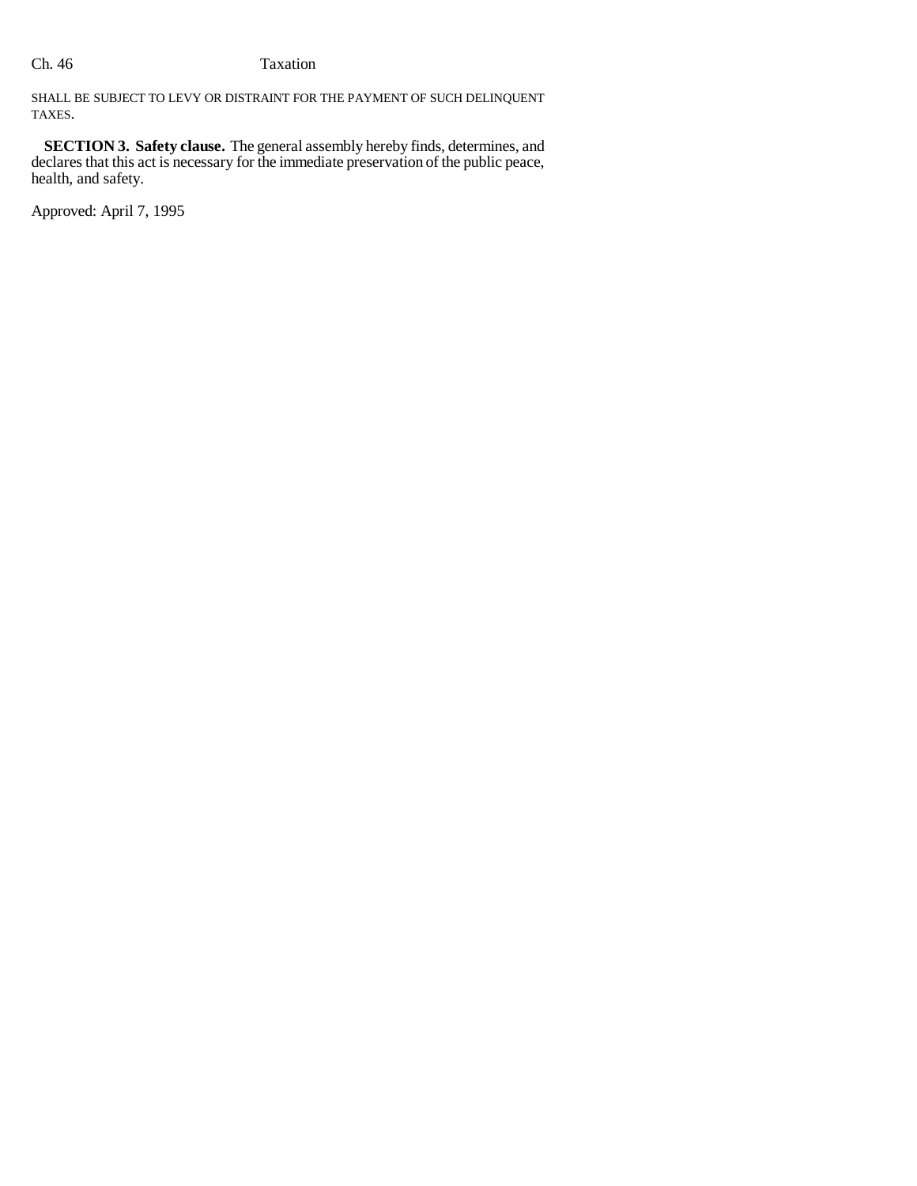SHALL BE SUBJECT TO LEVY OR DISTRAINT FOR THE PAYMENT OF SUCH DELINQUENT TAXES.

**SECTION 3. Safety clause.** The general assembly hereby finds, determines, and declares that this act is necessary for the immediate preservation of the public peace, health, and safety.

Approved: April 7, 1995